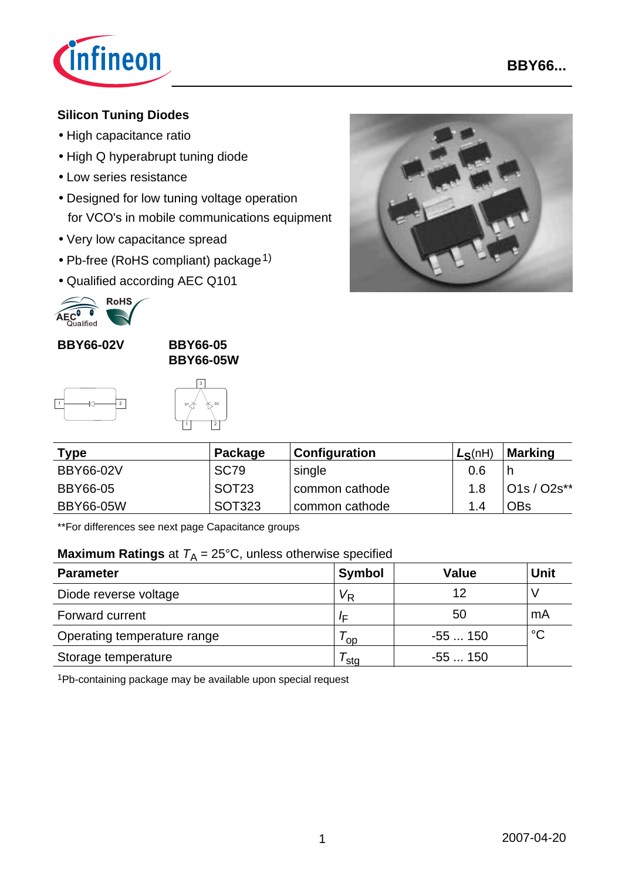BBY66...

## Silicon Tuning Diodes

- High capacitance ratio
- High Q hyperabrupt tuning diode
- Low series resistance
- Designed for low tuning voltage operation for VCO's in mobile communications equipment
- Very low capacitance spread
- Pb-free (RoHS compliant) package[1)]
- Qualified according AEC Q101

**BBY66-02V**

**BBY66-05**
**BBY66-05W**

| Type | Package | Configuration | $L_S$(nH) | Marking |
|---|---|---|---|---|
| BBY66-02V | SC79 | single | 0.6 | h |
| BBY66-05 | SOT23 | common cathode | 1.8 | O1s / O2s** |
| BBY66-05W | SOT323 | common cathode | 1.4 | OBs |

**For differences see next page Capacitance groups

**Maximum Ratings** at $T_A$ = 25°C, unless otherwise specified

| Parameter | Symbol | Value | Unit |
|---|---|---|---|
| Diode reverse voltage | $V_R$ | 12 | V |
| Forward current | $I_F$ | 50 | mA |
| Operating temperature range | $T_{op}$ | -55 ... 150 | °C |
| Storage temperature | $T_{stg}$ | -55 ... 150 | |

[1]Pb-containing package may be available upon special request

2007-04-20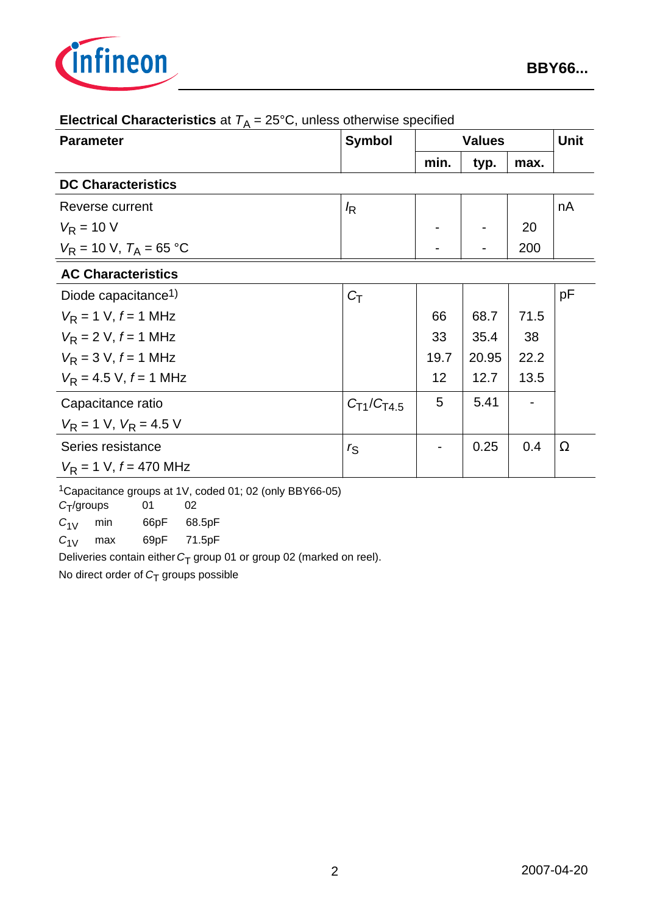**Electrical Characteristics** at $T_A$ = 25°C, unless otherwise specified

| Parameter | Symbol | Values | | | Unit |
|---|---|---|---|---|---|
| | | min. | typ. | max. | |
| **DC Characteristics** | | | | | |
| Reverse current | $I_R$ | | | | nA |
| $V_R$ = 10 V | | - | - | 20 | |
| $V_R$ = 10 V, $T_A$ = 65 °C | | - | - | 200 | |
| **AC Characteristics** | | | | | |
| Diode capacitance[1)] | $C_T$ | | | | pF |
| $V_R$ = 1 V, $f$ = 1 MHz | | 66 | 68.7 | 71.5 | |
| $V_R$ = 2 V, $f$ = 1 MHz | | 33 | 35.4 | 38 | |
| $V_R$ = 3 V, $f$ = 1 MHz | | 19.7 | 20.95 | 22.2 | |
| $V_R$ = 4.5 V, $f$ = 1 MHz | | 12 | 12.7 | 13.5 | |
| Capacitance ratio<br>$V_R$ = 1 V, $V_R$ = 4.5 V | $C_{T1}/C_{T4.5}$ | 5 | 5.41 | - | |
| Series resistance<br>$V_R$ = 1 V, $f$ = 470 MHz | $r_S$ | - | 0.25 | 0.4 | Ω |

[1]Capacitance groups at 1V, coded 01; 02 (only BBY66-05)

| $C_T$/groups | | 01 | 02 |
|---|---|---|---|
| $C_{1V}$ | min | 66pF | 68.5pF |
| $C_{1V}$ | max | 69pF | 71.5pF |

Deliveries contain either $C_T$ group 01 or group 02 (marked on reel).

No direct order of $C_T$ groups possible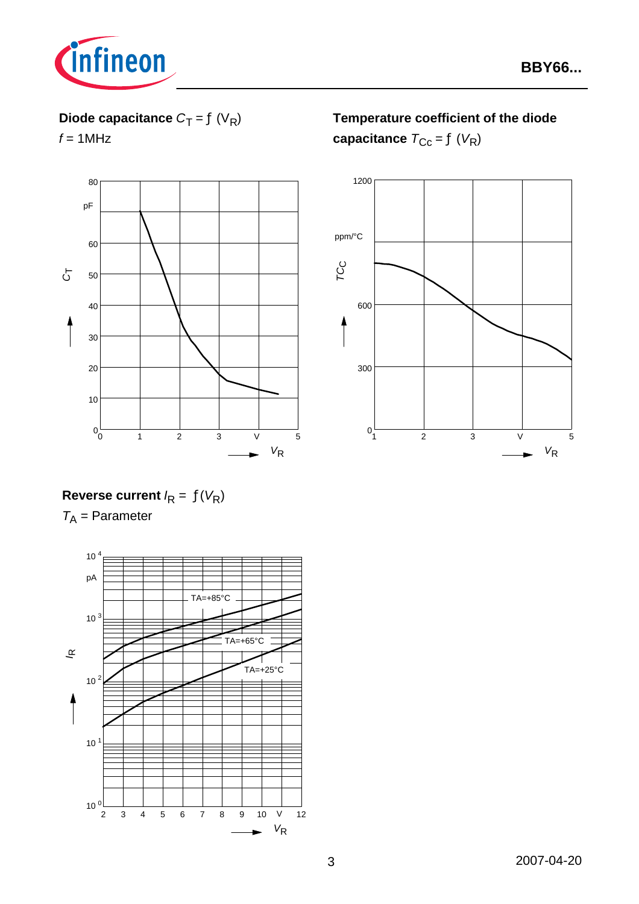**Diode capacitance** $C_T = f(V_R)$

$f$ = 1MHz

**Temperature coefficient of the diode capacitance** $T_{Cc} = f(V_R)$

**Reverse current** $I_R = f(V_R)$

$T_A$ = Parameter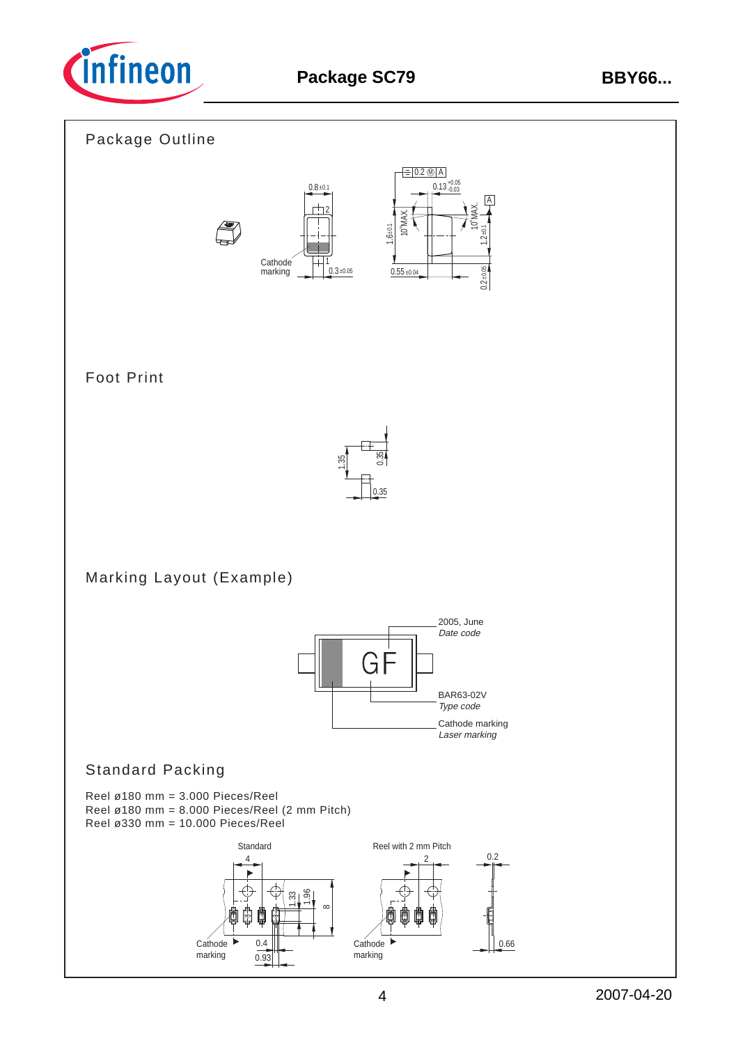# Package SC79

## Package Outline

0.8 ±0.1

2

1

Cathode marking

0.3 ±0.05

0.2 Ⓜ A

0.13 +0.05 -0.03

A

1.6 ±0.1

10° MAX.

10° MAX.

1.2 ±0.1

0.55 ±0.04

0.2 ±0.05

## Foot Print

1.35

0.35

0.35

## Marking Layout (Example)

GF

2005, June
*Date code*

BAR63-02V
*Type code*

Cathode marking
*Laser marking*

## Standard Packing

Reel ø180 mm = 3.000 Pieces/Reel
Reel ø180 mm = 8.000 Pieces/Reel (2 mm Pitch)
Reel ø330 mm = 10.000 Pieces/Reel

Standard

4

1.33

1.96

8

Cathode marking

0.4

0.93

Reel with 2 mm Pitch

2

Cathode marking

0.2

0.66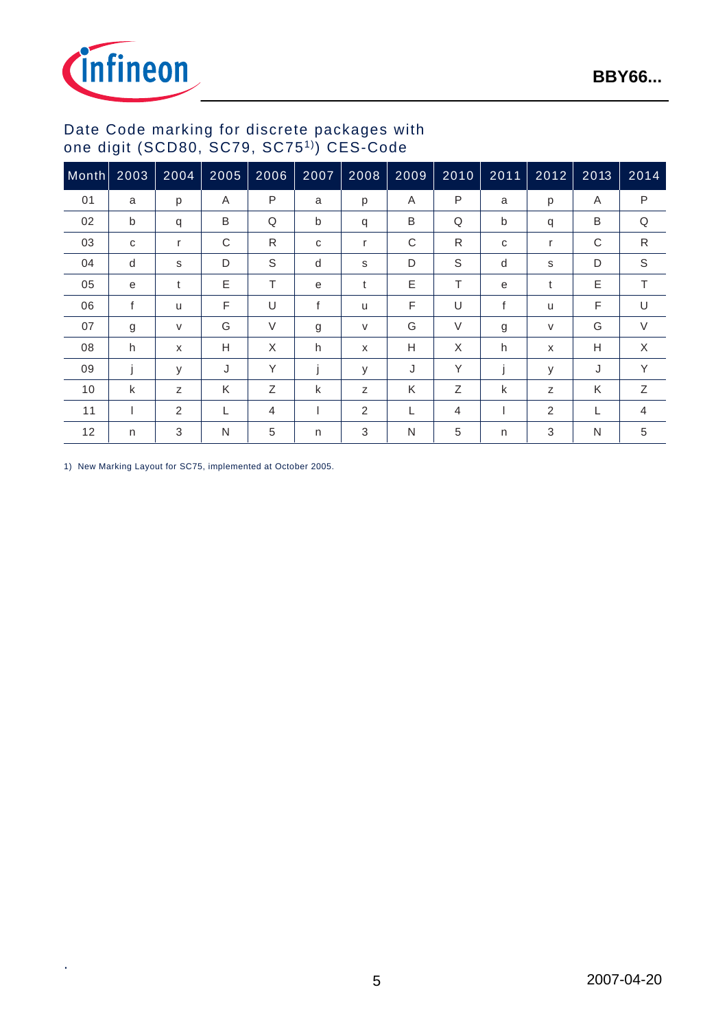## Date Code marking for discrete packages with one digit (SCD80, SC79, SC75[1)]) CES-Code

| Month | 2003 | 2004 | 2005 | 2006 | 2007 | 2008 | 2009 | 2010 | 2011 | 2012 | 2013 | 2014 |
|---|---|---|---|---|---|---|---|---|---|---|---|---|
| 01 | a | p | A | P | a | p | A | P | a | p | A | P |
| 02 | b | q | B | Q | b | q | B | Q | b | q | B | Q |
| 03 | c | r | C | R | c | r | C | R | c | r | C | R |
| 04 | d | s | D | S | d | s | D | S | d | s | D | S |
| 05 | e | t | E | T | e | t | E | T | e | t | E | T |
| 06 | f | u | F | U | f | u | F | U | f | u | F | U |
| 07 | g | v | G | V | g | v | G | V | g | v | G | V |
| 08 | h | x | H | X | h | x | H | X | h | x | H | X |
| 09 | j | y | J | Y | j | y | J | Y | j | y | J | Y |
| 10 | k | z | K | Z | k | z | K | Z | k | z | K | Z |
| 11 | l | 2 | L | 4 | l | 2 | L | 4 | l | 2 | L | 4 |
| 12 | n | 3 | N | 5 | n | 3 | N | 5 | n | 3 | N | 5 |

1) New Marking Layout for SC75, implemented at October 2005.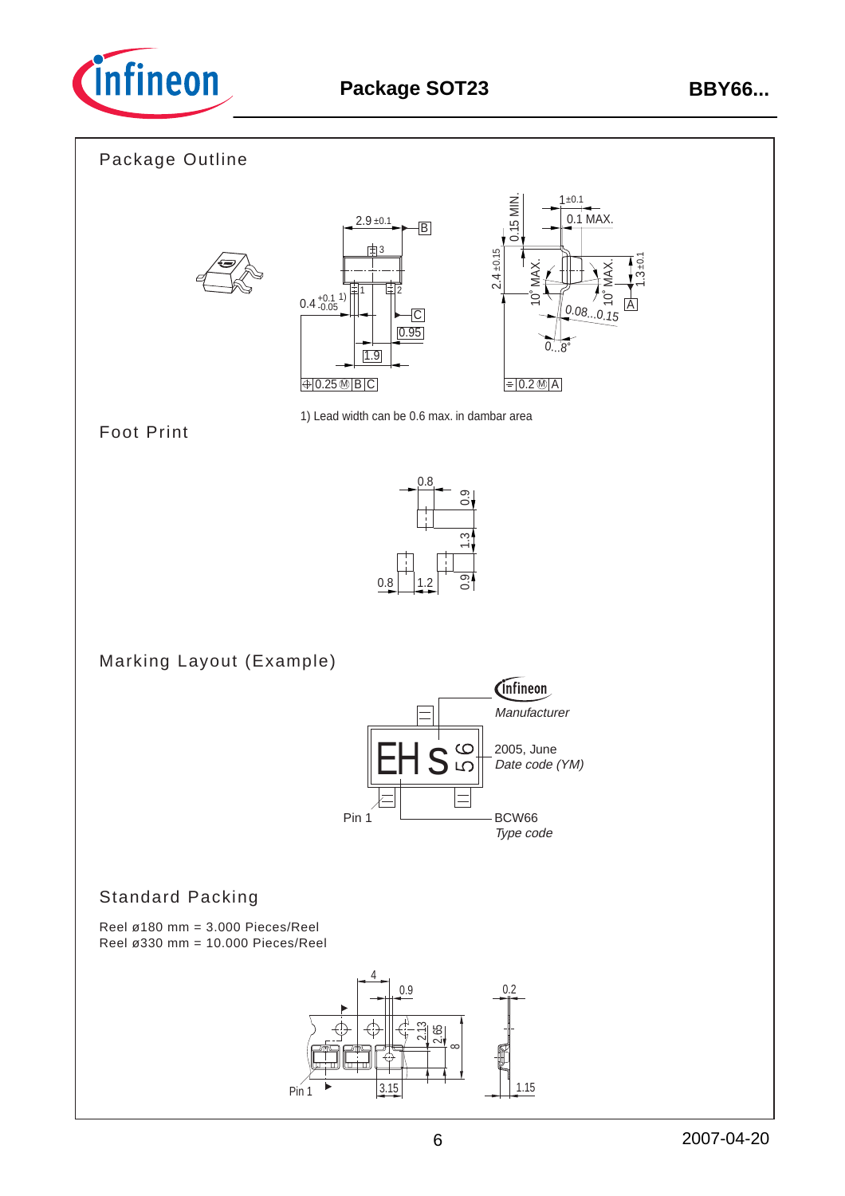# Package SOT23

## Package Outline

1) Lead width can be 0.6 max. in dambar area

## Foot Print

## Marking Layout (Example)

Manufacturer

2005, June
*Date code (YM)*

Pin 1

BCW66
*Type code*

## Standard Packing

Reel ø180 mm = 3.000 Pieces/Reel
Reel ø330 mm = 10.000 Pieces/Reel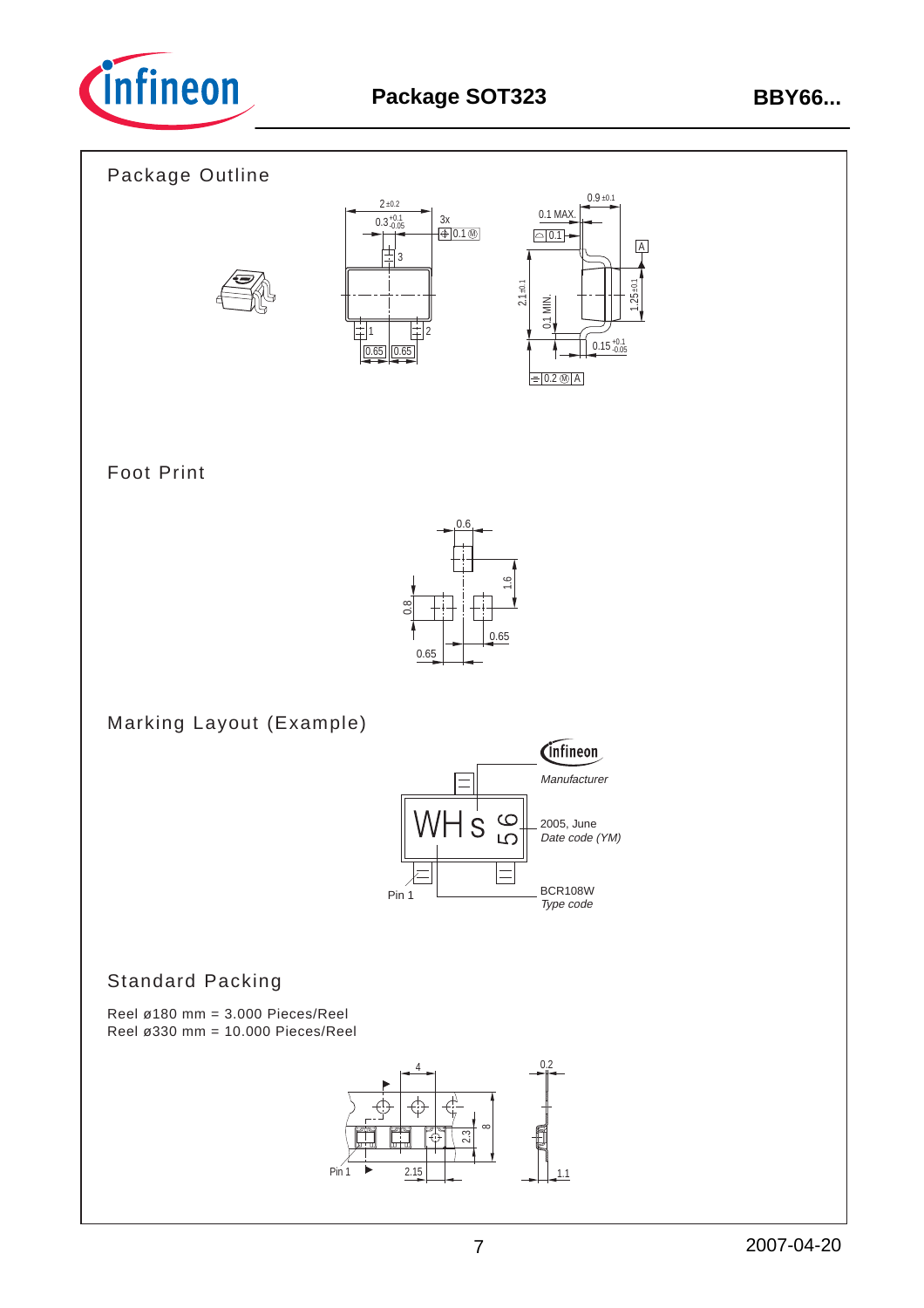## Package Outline

## Foot Print

## Marking Layout (Example)

## Standard Packing

Reel ø180 mm = 3.000 Pieces/Reel
Reel ø330 mm = 10.000 Pieces/Reel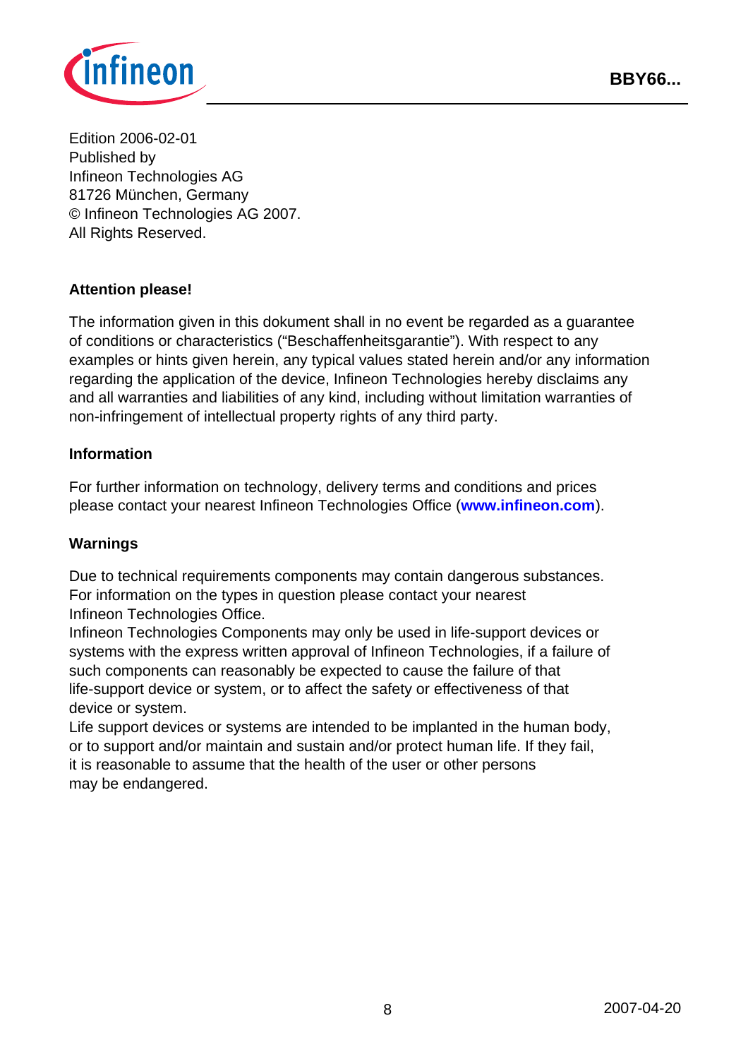Edition 2006-02-01
Published by
Infineon Technologies AG
81726 München, Germany
© Infineon Technologies AG 2007.
All Rights Reserved.

**Attention please!**

The information given in this dokument shall in no event be regarded as a guarantee of conditions or characteristics ("Beschaffenheitsgarantie"). With respect to any examples or hints given herein, any typical values stated herein and/or any information regarding the application of the device, Infineon Technologies hereby disclaims any and all warranties and liabilities of any kind, including without limitation warranties of non-infringement of intellectual property rights of any third party.

**Information**

For further information on technology, delivery terms and conditions and prices please contact your nearest Infineon Technologies Office (**www.infineon.com**).

**Warnings**

Due to technical requirements components may contain dangerous substances. For information on the types in question please contact your nearest Infineon Technologies Office.
Infineon Technologies Components may only be used in life-support devices or systems with the express written approval of Infineon Technologies, if a failure of such components can reasonably be expected to cause the failure of that life-support device or system, or to affect the safety or effectiveness of that device or system.
Life support devices or systems are intended to be implanted in the human body, or to support and/or maintain and sustain and/or protect human life. If they fail, it is reasonable to assume that the health of the user or other persons may be endangered.